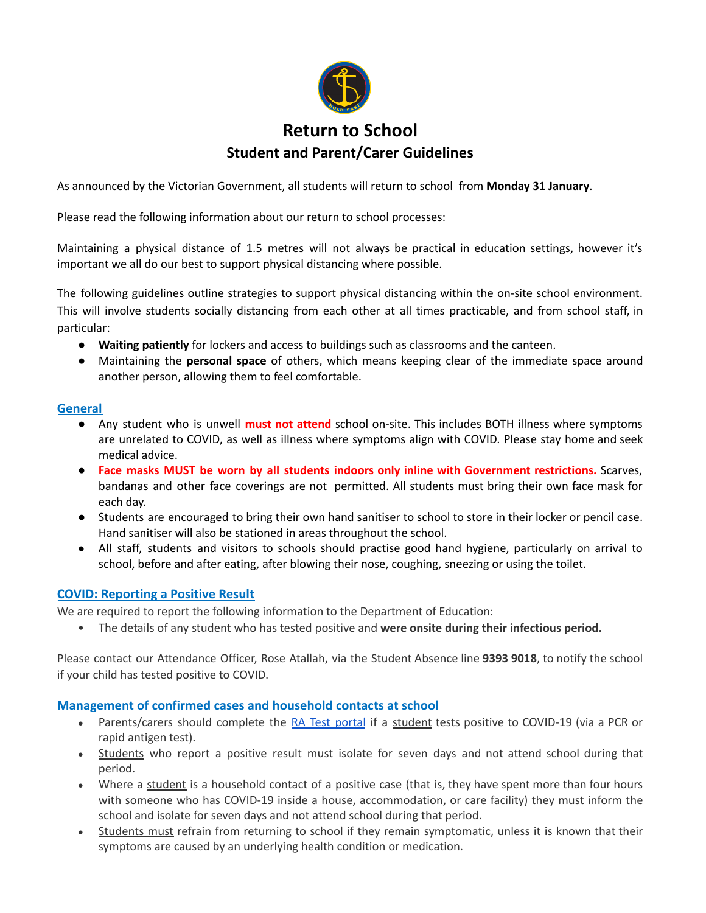# Return to School

## Student and Parent/Carer Guidelines

As announced by the Victorian Government, all students will return to school from **Monday 31 January**.

Please read the following information about our return to school processes:

Maintaining a physical distance of 1.5 metres will not always be practical in education settings, however it's important we all do our best to support physical distancing where possible.

The following guidelines outline strategies to support physical distancing within the on-site school environment. This will involve students socially distancing from each other at all times practicable, and from school staff, in particular:

- **Waiting patiently** for lockers and access to buildings such as classrooms and the canteen.
- Maintaining the **personal space** of others, which means keeping clear of the immediate space around another person, allowing them to feel comfortable.

### General

- Any student who is unwell **must not attend** school on-site. This includes BOTH illness where symptoms are unrelated to COVID, as well as illness where symptoms align with COVID. Please stay home and seek medical advice.
- **Face masks MUST be worn by all students indoors only inline with Government restrictions.** Scarves, bandanas and other face coverings are not permitted. All students must bring their own face mask for each day.
- Students are encouraged to bring their own hand sanitiser to school to store in their locker or pencil case. Hand sanitiser will also be stationed in areas throughout the school.
- All staff, students and visitors to schools should practise good hand hygiene, particularly on arrival to school, before and after eating, after blowing their nose, coughing, sneezing or using the toilet.

### COVID: Reporting a Positive Result

We are required to report the following information to the Department of Education:

- The details of any student who has tested positive and **were onsite during their infectious period.**

Please contact our Attendance Officer, Rose Atallah, via the Student Absence line **9393 9018**, to notify the school if your child has tested positive to COVID.

### Management of confirmed cases and household contacts at school

- Parents/carers should complete the RA Test portal if a student tests positive to COVID-19 (via a PCR or rapid antigen test).
- Students who report a positive result must isolate for seven days and not attend school during that period.
- Where a student is a household contact of a positive case (that is, they have spent more than four hours with someone who has COVID-19 inside a house, accommodation, or care facility) they must inform the school and isolate for seven days and not attend school during that period.
- Students must refrain from returning to school if they remain symptomatic, unless it is known that their symptoms are caused by an underlying health condition or medication.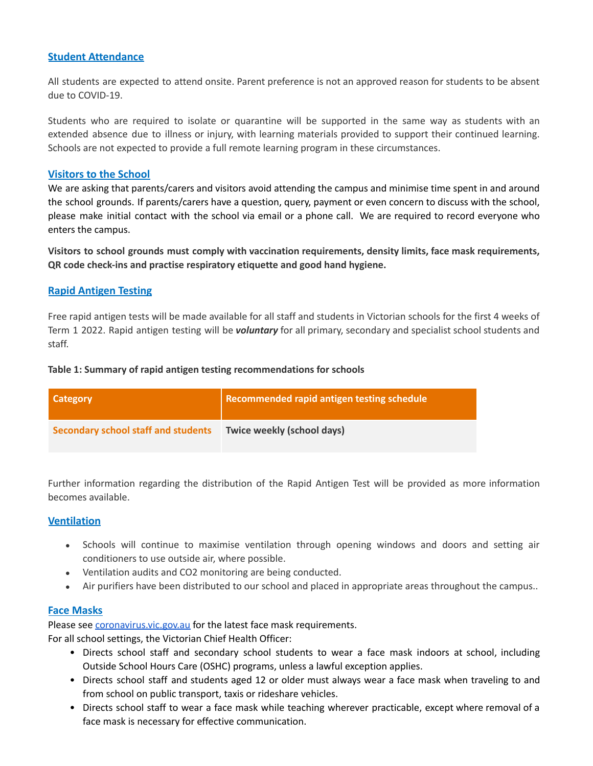## Student Attendance

All students are expected to attend onsite. Parent preference is not an approved reason for students to be absent due to COVID-19.

Students who are required to isolate or quarantine will be supported in the same way as students with an extended absence due to illness or injury, with learning materials provided to support their continued learning. Schools are not expected to provide a full remote learning program in these circumstances.

## Visitors to the School

We are asking that parents/carers and visitors avoid attending the campus and minimise time spent in and around the school grounds. If parents/carers have a question, query, payment or even concern to discuss with the school, please make initial contact with the school via email or a phone call. We are required to record everyone who enters the campus.

**Visitors to school grounds must comply with vaccination requirements, density limits, face mask requirements, QR code check-ins and practise respiratory etiquette and good hand hygiene.**

## Rapid Antigen Testing

Free rapid antigen tests will be made available for all staff and students in Victorian schools for the first 4 weeks of Term 1 2022. Rapid antigen testing will be ***voluntary*** for all primary, secondary and specialist school students and staff.

**Table 1: Summary of rapid antigen testing recommendations for schools**

| Category | Recommended rapid antigen testing schedule |
|---|---|
| Secondary school staff and students | Twice weekly (school days) |

Further information regarding the distribution of the Rapid Antigen Test will be provided as more information becomes available.

## Ventilation

- Schools will continue to maximise ventilation through opening windows and doors and setting air conditioners to use outside air, where possible.
- Ventilation audits and CO2 monitoring are being conducted.
- Air purifiers have been distributed to our school and placed in appropriate areas throughout the campus..

## Face Masks

Please see coronavirus.vic.gov.au for the latest face mask requirements.

For all school settings, the Victorian Chief Health Officer:

- Directs school staff and secondary school students to wear a face mask indoors at school, including Outside School Hours Care (OSHC) programs, unless a lawful exception applies.
- Directs school staff and students aged 12 or older must always wear a face mask when traveling to and from school on public transport, taxis or rideshare vehicles.
- Directs school staff to wear a face mask while teaching wherever practicable, except where removal of a face mask is necessary for effective communication.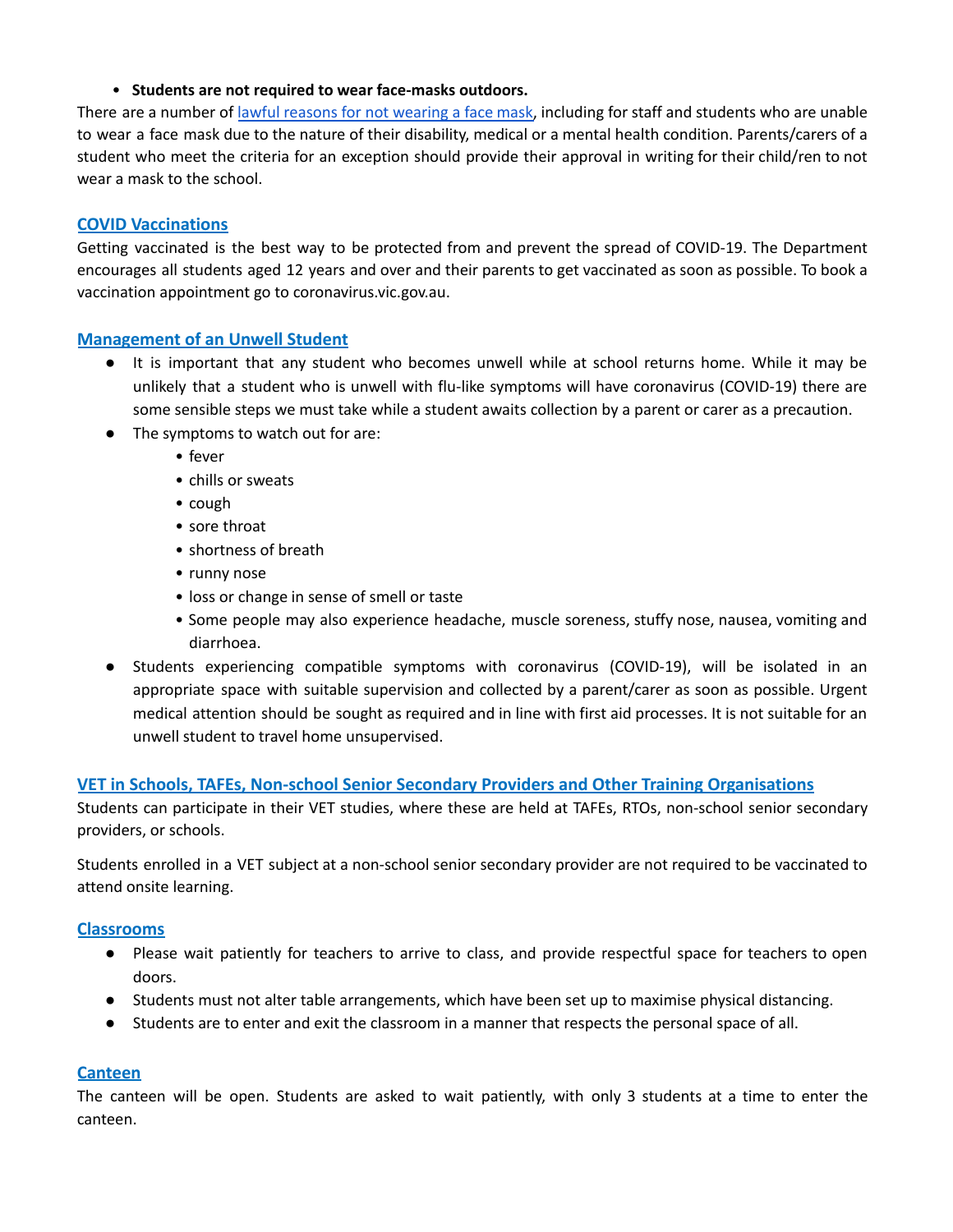- **Students are not required to wear face-masks outdoors.**

There are a number of [lawful reasons for not wearing a face mask](), including for staff and students who are unable to wear a face mask due to the nature of their disability, medical or a mental health condition. Parents/carers of a student who meet the criteria for an exception should provide their approval in writing for their child/ren to not wear a mask to the school.

## COVID Vaccinations

Getting vaccinated is the best way to be protected from and prevent the spread of COVID-19. The Department encourages all students aged 12 years and over and their parents to get vaccinated as soon as possible. To book a vaccination appointment go to coronavirus.vic.gov.au.

## Management of an Unwell Student

- It is important that any student who becomes unwell while at school returns home. While it may be unlikely that a student who is unwell with flu-like symptoms will have coronavirus (COVID-19) there are some sensible steps we must take while a student awaits collection by a parent or carer as a precaution.
- The symptoms to watch out for are:
  - fever
  - chills or sweats
  - cough
  - sore throat
  - shortness of breath
  - runny nose
  - loss or change in sense of smell or taste
  - Some people may also experience headache, muscle soreness, stuffy nose, nausea, vomiting and diarrhoea.
- Students experiencing compatible symptoms with coronavirus (COVID-19), will be isolated in an appropriate space with suitable supervision and collected by a parent/carer as soon as possible. Urgent medical attention should be sought as required and in line with first aid processes. It is not suitable for an unwell student to travel home unsupervised.

## VET in Schools, TAFEs, Non-school Senior Secondary Providers and Other Training Organisations

Students can participate in their VET studies, where these are held at TAFEs, RTOs, non-school senior secondary providers, or schools.

Students enrolled in a VET subject at a non-school senior secondary provider are not required to be vaccinated to attend onsite learning.

## Classrooms

- Please wait patiently for teachers to arrive to class, and provide respectful space for teachers to open doors.
- Students must not alter table arrangements, which have been set up to maximise physical distancing.
- Students are to enter and exit the classroom in a manner that respects the personal space of all.

## Canteen

The canteen will be open. Students are asked to wait patiently, with only 3 students at a time to enter the canteen.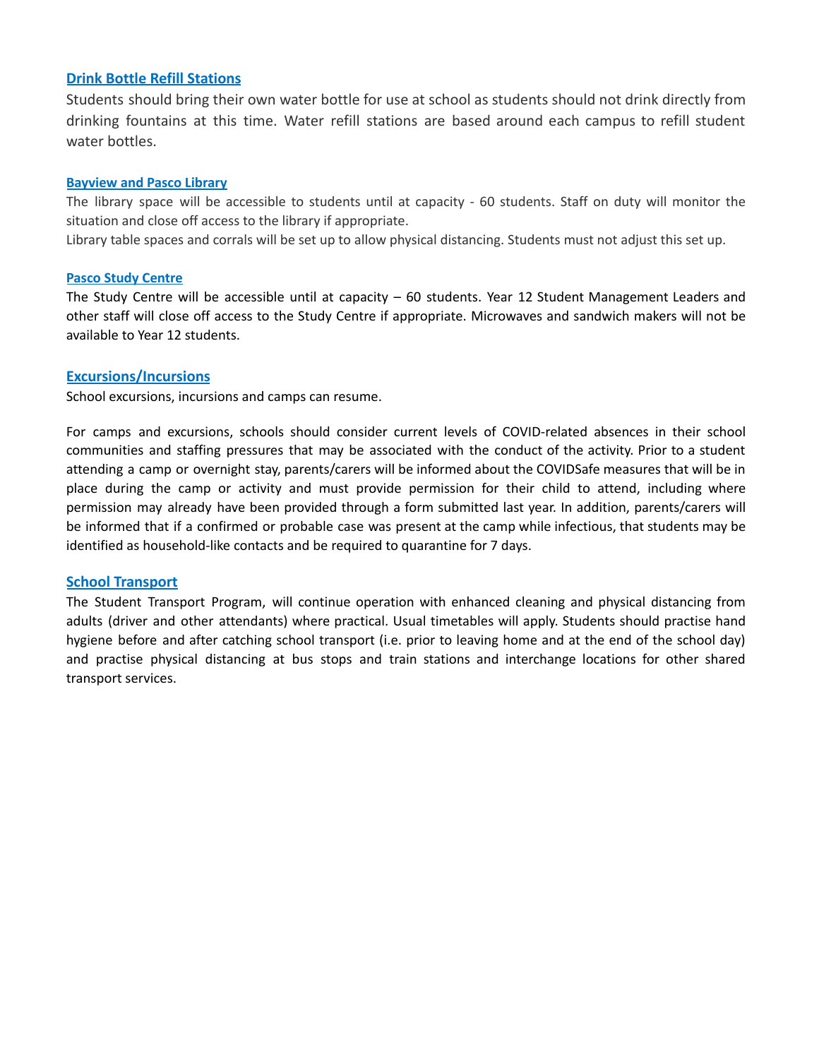### [Drink Bottle Refill Stations]

Students should bring their own water bottle for use at school as students should not drink directly from drinking fountains at this time. Water refill stations are based around each campus to refill student water bottles.

#### [Bayview and Pasco Library]

The library space will be accessible to students until at capacity - 60 students. Staff on duty will monitor the situation and close off access to the library if appropriate.
Library table spaces and corrals will be set up to allow physical distancing. Students must not adjust this set up.

#### [Pasco Study Centre]

The Study Centre will be accessible until at capacity – 60 students. Year 12 Student Management Leaders and other staff will close off access to the Study Centre if appropriate. Microwaves and sandwich makers will not be available to Year 12 students.

### [Excursions/Incursions]

School excursions, incursions and camps can resume.

For camps and excursions, schools should consider current levels of COVID-related absences in their school communities and staffing pressures that may be associated with the conduct of the activity. Prior to a student attending a camp or overnight stay, parents/carers will be informed about the COVIDSafe measures that will be in place during the camp or activity and must provide permission for their child to attend, including where permission may already have been provided through a form submitted last year. In addition, parents/carers will be informed that if a confirmed or probable case was present at the camp while infectious, that students may be identified as household-like contacts and be required to quarantine for 7 days.

### [School Transport]

The Student Transport Program, will continue operation with enhanced cleaning and physical distancing from adults (driver and other attendants) where practical. Usual timetables will apply. Students should practise hand hygiene before and after catching school transport (i.e. prior to leaving home and at the end of the school day) and practise physical distancing at bus stops and train stations and interchange locations for other shared transport services.